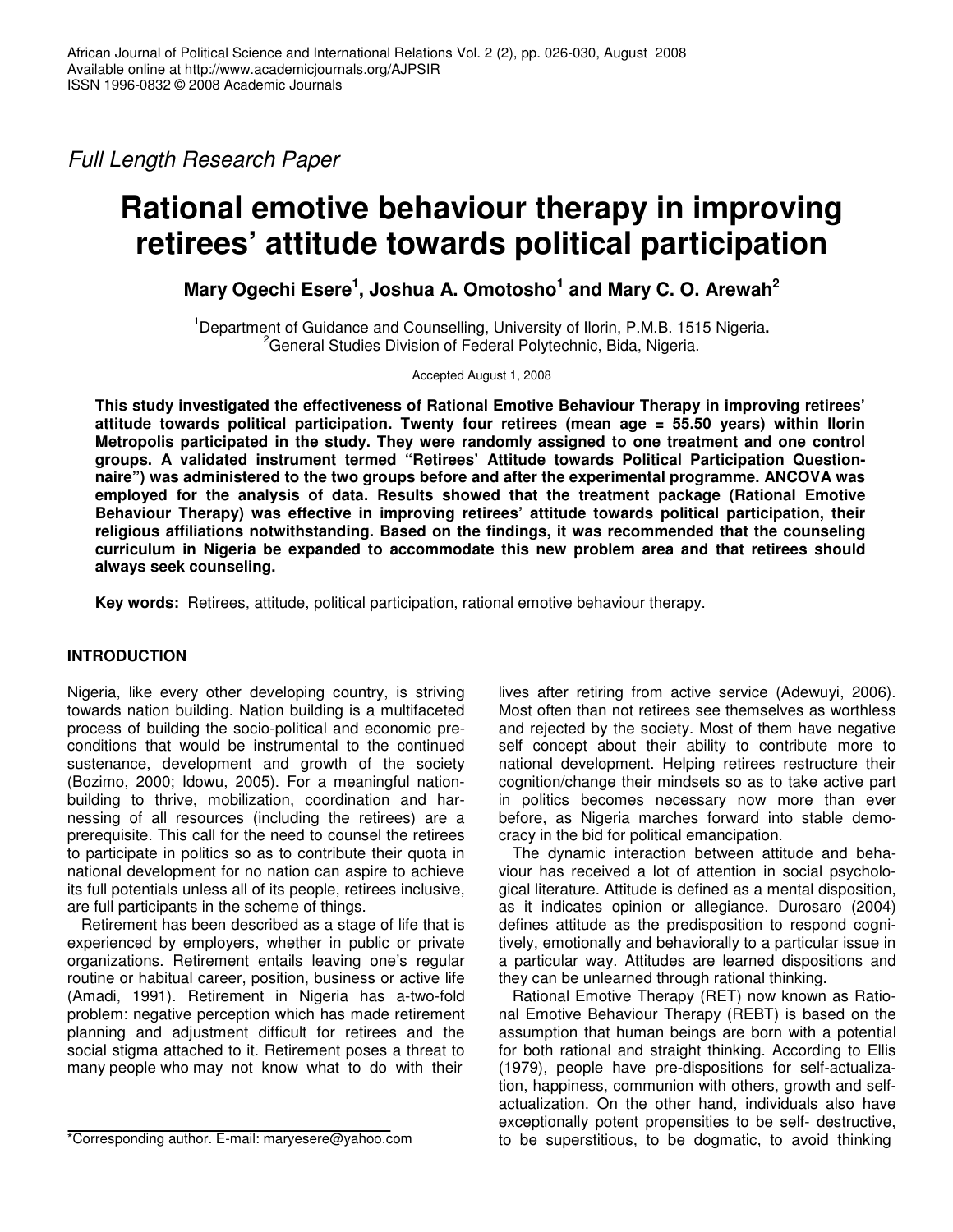*Full Length Research Paper*

# Rational emotive behaviour therapy in improving retirees' attitude towards political participation

**Mary Ogechi Esere[1], Joshua A. Omotosho[1] and Mary C. O. Arewah[2]**

[1]Department of Guidance and Counselling, University of Ilorin, P.M.B. 1515 Nigeria.
[2]General Studies Division of Federal Polytechnic, Bida, Nigeria.

Accepted August 1, 2008

**This study investigated the effectiveness of Rational Emotive Behaviour Therapy in improving retirees' attitude towards political participation. Twenty four retirees (mean age = 55.50 years) within Ilorin Metropolis participated in the study. They were randomly assigned to one treatment and one control groups. A validated instrument termed "Retirees' Attitude towards Political Participation Questionnaire") was administered to the two groups before and after the experimental programme. ANCOVA was employed for the analysis of data. Results showed that the treatment package (Rational Emotive Behaviour Therapy) was effective in improving retirees' attitude towards political participation, their religious affiliations notwithstanding. Based on the findings, it was recommended that the counseling curriculum in Nigeria be expanded to accommodate this new problem area and that retirees should always seek counseling.**

**Key words:** Retirees, attitude, political participation, rational emotive behaviour therapy.

## INTRODUCTION

Nigeria, like every other developing country, is striving towards nation building. Nation building is a multifaceted process of building the socio-political and economic preconditions that would be instrumental to the continued sustenance, development and growth of the society (Bozimo, 2000; Idowu, 2005). For a meaningful nation-building to thrive, mobilization, coordination and harnessing of all resources (including the retirees) are a prerequisite. This call for the need to counsel the retirees to participate in politics so as to contribute their quota in national development for no nation can aspire to achieve its full potentials unless all of its people, retirees inclusive, are full participants in the scheme of things.

Retirement has been described as a stage of life that is experienced by employers, whether in public or private organizations. Retirement entails leaving one's regular routine or habitual career, position, business or active life (Amadi, 1991). Retirement in Nigeria has a-two-fold problem: negative perception which has made retirement planning and adjustment difficult for retirees and the social stigma attached to it. Retirement poses a threat to many people who may not know what to do with their lives after retiring from active service (Adewuyi, 2006). Most often than not retirees see themselves as worthless and rejected by the society. Most of them have negative self concept about their ability to contribute more to national development. Helping retirees restructure their cognition/change their mindsets so as to take active part in politics becomes necessary now more than ever before, as Nigeria marches forward into stable democracy in the bid for political emancipation.

The dynamic interaction between attitude and behaviour has received a lot of attention in social psychological literature. Attitude is defined as a mental disposition, as it indicates opinion or allegiance. Durosaro (2004) defines attitude as the predisposition to respond cognitively, emotionally and behaviorally to a particular issue in a particular way. Attitudes are learned dispositions and they can be unlearned through rational thinking.

Rational Emotive Therapy (RET) now known as Rational Emotive Behaviour Therapy (REBT) is based on the assumption that human beings are born with a potential for both rational and straight thinking. According to Ellis (1979), people have pre-dispositions for self-actualization, happiness, communion with others, growth and self-actualization. On the other hand, individuals also have exceptionally potent propensities to be self- destructive, to be superstitious, to be dogmatic, to avoid thinking

*Corresponding author. E-mail: maryesere@yahoo.com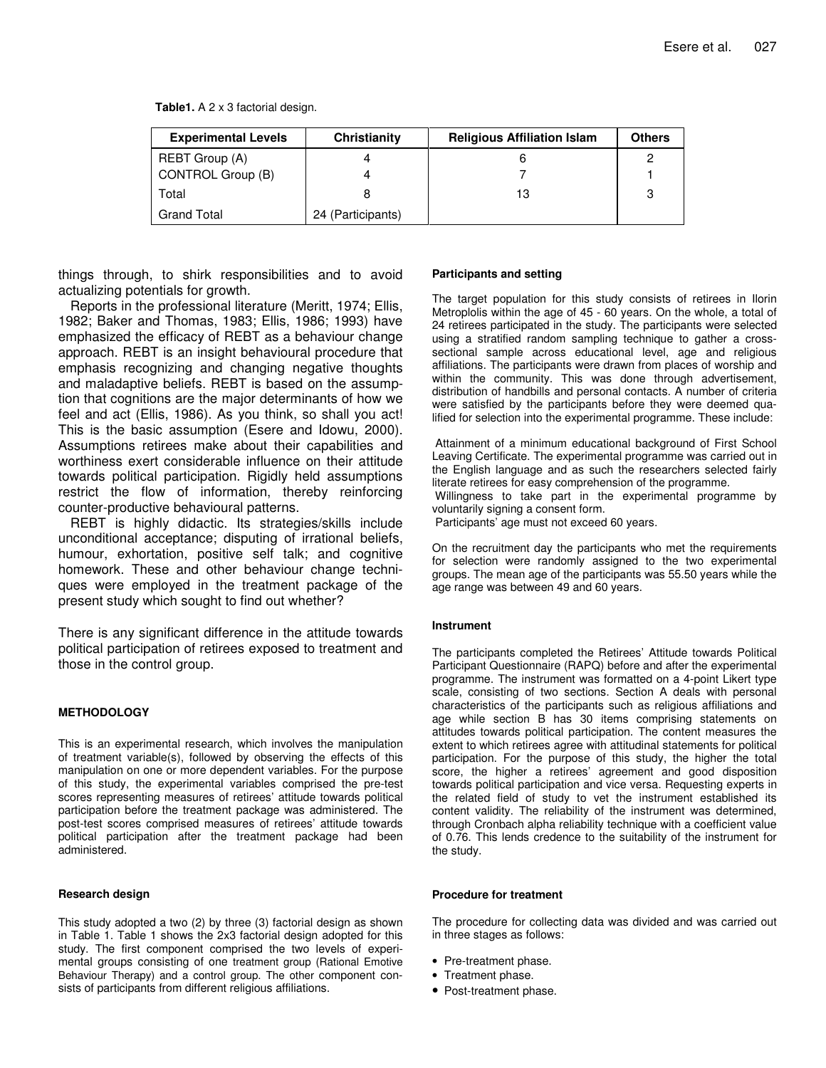**Table1.** A 2 x 3 factorial design.

| Experimental Levels | Christianity | Religious Affiliation Islam | Others |
|---|---|---|---|
| REBT Group (A) | 4 | 6 | 2 |
| CONTROL Group (B) | 4 | 7 | 1 |
| Total | 8 | 13 | 3 |
| Grand Total | 24 (Participants) | | |

things through, to shirk responsibilities and to avoid actualizing potentials for growth.

Reports in the professional literature (Meritt, 1974; Ellis, 1982; Baker and Thomas, 1983; Ellis, 1986; 1993) have emphasized the efficacy of REBT as a behaviour change approach. REBT is an insight behavioural procedure that emphasis recognizing and changing negative thoughts and maladaptive beliefs. REBT is based on the assumption that cognitions are the major determinants of how we feel and act (Ellis, 1986). As you think, so shall you act! This is the basic assumption (Esere and Idowu, 2000). Assumptions retirees make about their capabilities and worthiness exert considerable influence on their attitude towards political participation. Rigidly held assumptions restrict the flow of information, thereby reinforcing counter-productive behavioural patterns.

REBT is highly didactic. Its strategies/skills include unconditional acceptance; disputing of irrational beliefs, humour, exhortation, positive self talk; and cognitive homework. These and other behaviour change techniques were employed in the treatment package of the present study which sought to find out whether?

There is any significant difference in the attitude towards political participation of retirees exposed to treatment and those in the control group.

## METHODOLOGY

This is an experimental research, which involves the manipulation of treatment variable(s), followed by observing the effects of this manipulation on one or more dependent variables. For the purpose of this study, the experimental variables comprised the pre-test scores representing measures of retirees' attitude towards political participation before the treatment package was administered. The post-test scores comprised measures of retirees' attitude towards political participation after the treatment package had been administered.

### Research design

This study adopted a two (2) by three (3) factorial design as shown in Table 1. Table 1 shows the 2x3 factorial design adopted for this study. The first component comprised the two levels of experimental groups consisting of one treatment group (Rational Emotive Behaviour Therapy) and a control group. The other component consists of participants from different religious affiliations.

### Participants and setting

The target population for this study consists of retirees in Ilorin Metroplolis within the age of 45 - 60 years. On the whole, a total of 24 retirees participated in the study. The participants were selected using a stratified random sampling technique to gather a cross-sectional sample across educational level, age and religious affiliations. The participants were drawn from places of worship and within the community. This was done through advertisement, distribution of handbills and personal contacts. A number of criteria were satisfied by the participants before they were deemed qualified for selection into the experimental programme. These include:

Attainment of a minimum educational background of First School Leaving Certificate. The experimental programme was carried out in the English language and as such the researchers selected fairly literate retirees for easy comprehension of the programme.

Willingness to take part in the experimental programme by voluntarily signing a consent form.

Participants' age must not exceed 60 years.

On the recruitment day the participants who met the requirements for selection were randomly assigned to the two experimental groups. The mean age of the participants was 55.50 years while the age range was between 49 and 60 years.

### Instrument

The participants completed the Retirees' Attitude towards Political Participant Questionnaire (RAPQ) before and after the experimental programme. The instrument was formatted on a 4-point Likert type scale, consisting of two sections. Section A deals with personal characteristics of the participants such as religious affiliations and age while section B has 30 items comprising statements on attitudes towards political participation. The content measures the extent to which retirees agree with attitudinal statements for political participation. For the purpose of this study, the higher the total score, the higher a retirees' agreement and good disposition towards political participation and vice versa. Requesting experts in the related field of study to vet the instrument established its content validity. The reliability of the instrument was determined, through Cronbach alpha reliability technique with a coefficient value of 0.76. This lends credence to the suitability of the instrument for the study.

### Procedure for treatment

The procedure for collecting data was divided and was carried out in three stages as follows:

- Pre-treatment phase.
- Treatment phase.
- Post-treatment phase.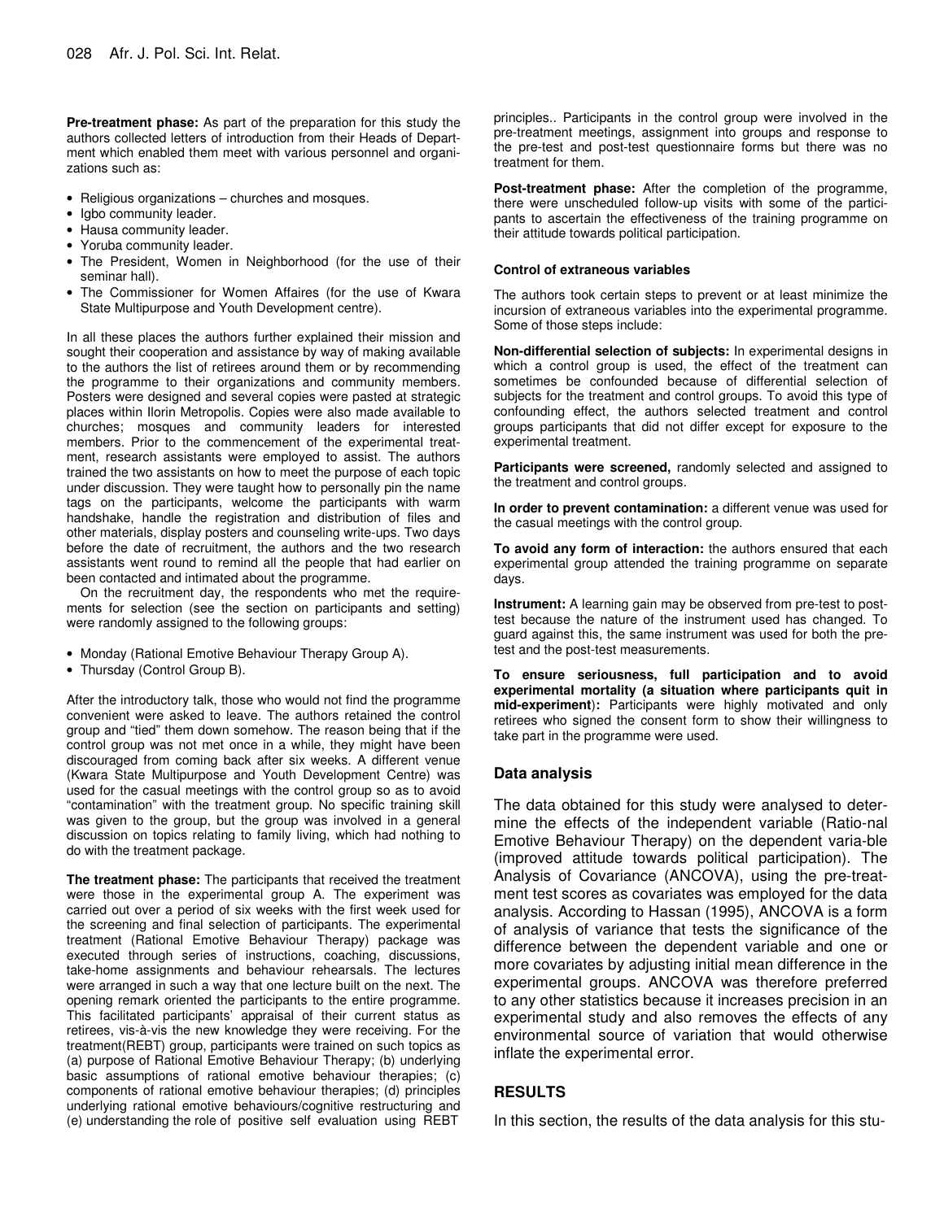**Pre-treatment phase:** As part of the preparation for this study the authors collected letters of introduction from their Heads of Department which enabled them meet with various personnel and organizations such as:

- Religious organizations – churches and mosques.
- Igbo community leader.
- Hausa community leader.
- Yoruba community leader.
- The President, Women in Neighborhood (for the use of their seminar hall).
- The Commissioner for Women Affaires (for the use of Kwara State Multipurpose and Youth Development centre).

In all these places the authors further explained their mission and sought their cooperation and assistance by way of making available to the authors the list of retirees around them or by recommending the programme to their organizations and community members. Posters were designed and several copies were pasted at strategic places within Ilorin Metropolis. Copies were also made available to churches; mosques and community leaders for interested members. Prior to the commencement of the experimental treatment, research assistants were employed to assist. The authors trained the two assistants on how to meet the purpose of each topic under discussion. They were taught how to personally pin the name tags on the participants, welcome the participants with warm handshake, handle the registration and distribution of files and other materials, display posters and counseling write-ups. Two days before the date of recruitment, the authors and the two research assistants went round to remind all the people that had earlier on been contacted and intimated about the programme.

On the recruitment day, the respondents who met the requirements for selection (see the section on participants and setting) were randomly assigned to the following groups:

- Monday (Rational Emotive Behaviour Therapy Group A).
- Thursday (Control Group B).

After the introductory talk, those who would not find the programme convenient were asked to leave. The authors retained the control group and "tied" them down somehow. The reason being that if the control group was not met once in a while, they might have been discouraged from coming back after six weeks. A different venue (Kwara State Multipurpose and Youth Development Centre) was used for the casual meetings with the control group so as to avoid "contamination" with the treatment group. No specific training skill was given to the group, but the group was involved in a general discussion on topics relating to family living, which had nothing to do with the treatment package.

**The treatment phase:** The participants that received the treatment were those in the experimental group A. The experiment was carried out over a period of six weeks with the first week used for the screening and final selection of participants. The experimental treatment (Rational Emotive Behaviour Therapy) package was executed through series of instructions, coaching, discussions, take-home assignments and behaviour rehearsals. The lectures were arranged in such a way that one lecture built on the next. The opening remark oriented the participants to the entire programme. This facilitated participants' appraisal of their current status as retirees, vis-à-vis the new knowledge they were receiving. For the treatment(REBT) group, participants were trained on such topics as (a) purpose of Rational Emotive Behaviour Therapy; (b) underlying basic assumptions of rational emotive behaviour therapies; (c) components of rational emotive behaviour therapies; (d) principles underlying rational emotive behaviours/cognitive restructuring and (e) understanding the role of positive self evaluation using REBT principles.. Participants in the control group were involved in the pre-treatment meetings, assignment into groups and response to the pre-test and post-test questionnaire forms but there was no treatment for them.

**Post-treatment phase:** After the completion of the programme, there were unscheduled follow-up visits with some of the participants to ascertain the effectiveness of the training programme on their attitude towards political participation.

#### Control of extraneous variables

The authors took certain steps to prevent or at least minimize the incursion of extraneous variables into the experimental programme. Some of those steps include:

**Non-differential selection of subjects:** In experimental designs in which a control group is used, the effect of the treatment can sometimes be confounded because of differential selection of subjects for the treatment and control groups. To avoid this type of confounding effect, the authors selected treatment and control groups participants that did not differ except for exposure to the experimental treatment.

**Participants were screened,** randomly selected and assigned to the treatment and control groups.

**In order to prevent contamination:** a different venue was used for the casual meetings with the control group.

**To avoid any form of interaction:** the authors ensured that each experimental group attended the training programme on separate days.

**Instrument:** A learning gain may be observed from pre-test to post-test because the nature of the instrument used has changed. To guard against this, the same instrument was used for both the pre-test and the post-test measurements.

**To ensure seriousness, full participation and to avoid experimental mortality (a situation where participants quit in mid-experiment):** Participants were highly motivated and only retirees who signed the consent form to show their willingness to take part in the programme were used.

### Data analysis

The data obtained for this study were analysed to determine the effects of the independent variable (Ratio-nal Emotive Behaviour Therapy) on the dependent varia-ble (improved attitude towards political participation). The Analysis of Covariance (ANCOVA), using the pre-treatment test scores as covariates was employed for the data analysis. According to Hassan (1995), ANCOVA is a form of analysis of variance that tests the significance of the difference between the dependent variable and one or more covariates by adjusting initial mean difference in the experimental groups. ANCOVA was therefore preferred to any other statistics because it increases precision in an experimental study and also removes the effects of any environmental source of variation that would otherwise inflate the experimental error.

## RESULTS

In this section, the results of the data analysis for this stu-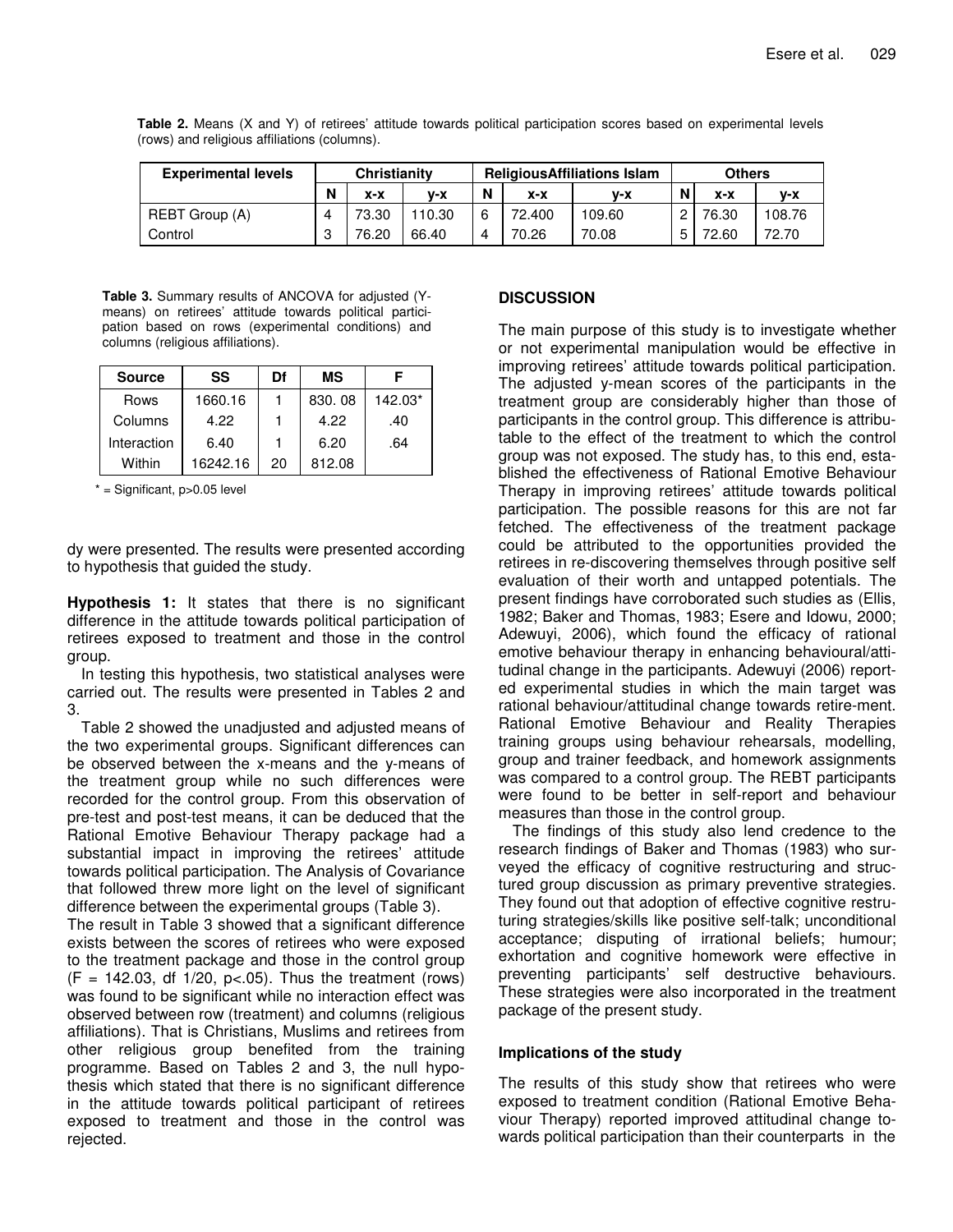**Table 2.** Means (X and Y) of retirees' attitude towards political participation scores based on experimental levels (rows) and religious affiliations (columns).

| Experimental levels | Christianity | | | ReligiousAffiliations Islam | | | Others | | |
|---|---|---|---|---|---|---|---|---|---|
| | N | x-x | y-x | N | x-x | y-x | N | x-x | y-x |
| REBT Group (A) | 4 | 73.30 | 110.30 | 6 | 72.400 | 109.60 | 2 | 76.30 | 108.76 |
| Control | 3 | 76.20 | 66.40 | 4 | 70.26 | 70.08 | 5 | 72.60 | 72.70 |

**Table 3.** Summary results of ANCOVA for adjusted (Y-means) on retirees' attitude towards political participation based on rows (experimental conditions) and columns (religious affiliations).

| Source | SS | Df | MS | F |
|---|---|---|---|---|
| Rows | 1660.16 | 1 | 830. 08 | 142.03* |
| Columns | 4.22 | 1 | 4.22 | .40 |
| Interaction | 6.40 | 1 | 6.20 | .64 |
| Within | 16242.16 | 20 | 812.08 | |

\* = Significant, p>0.05 level

dy were presented. The results were presented according to hypothesis that guided the study.

**Hypothesis 1:** It states that there is no significant difference in the attitude towards political participation of retirees exposed to treatment and those in the control group.

In testing this hypothesis, two statistical analyses were carried out. The results were presented in Tables 2 and 3.

Table 2 showed the unadjusted and adjusted means of the two experimental groups. Significant differences can be observed between the x-means and the y-means of the treatment group while no such differences were recorded for the control group. From this observation of pre-test and post-test means, it can be deduced that the Rational Emotive Behaviour Therapy package had a substantial impact in improving the retirees' attitude towards political participation. The Analysis of Covariance that followed threw more light on the level of significant difference between the experimental groups (Table 3).

The result in Table 3 showed that a significant difference exists between the scores of retirees who were exposed to the treatment package and those in the control group ($F = 142.03$, df 1/20, $p<.05$). Thus the treatment (rows) was found to be significant while no interaction effect was observed between row (treatment) and columns (religious affiliations). That is Christians, Muslims and retirees from other religious group benefited from the training programme. Based on Tables 2 and 3, the null hypothesis which stated that there is no significant difference in the attitude towards political participant of retirees exposed to treatment and those in the control was rejected.

## DISCUSSION

The main purpose of this study is to investigate whether or not experimental manipulation would be effective in improving retirees' attitude towards political participation. The adjusted y-mean scores of the participants in the treatment group are considerably higher than those of participants in the control group. This difference is attributable to the effect of the treatment to which the control group was not exposed. The study has, to this end, established the effectiveness of Rational Emotive Behaviour Therapy in improving retirees' attitude towards political participation. The possible reasons for this are not far fetched. The effectiveness of the treatment package could be attributed to the opportunities provided the retirees in re-discovering themselves through positive self evaluation of their worth and untapped potentials. The present findings have corroborated such studies as (Ellis, 1982; Baker and Thomas, 1983; Esere and Idowu, 2000; Adewuyi, 2006), which found the efficacy of rational emotive behaviour therapy in enhancing behavioural/attitudinal change in the participants. Adewuyi (2006) reported experimental studies in which the main target was rational behaviour/attitudinal change towards retire-ment. Rational Emotive Behaviour and Reality Therapies training groups using behaviour rehearsals, modelling, group and trainer feedback, and homework assignments was compared to a control group. The REBT participants were found to be better in self-report and behaviour measures than those in the control group.

The findings of this study also lend credence to the research findings of Baker and Thomas (1983) who surveyed the efficacy of cognitive restructuring and structured group discussion as primary preventive strategies. They found out that adoption of effective cognitive restructuring strategies/skills like positive self-talk; unconditional acceptance; disputing of irrational beliefs; humour; exhortation and cognitive homework were effective in preventing participants' self destructive behaviours. These strategies were also incorporated in the treatment package of the present study.

### Implications of the study

The results of this study show that retirees who were exposed to treatment condition (Rational Emotive Behaviour Therapy) reported improved attitudinal change towards political participation than their counterparts in the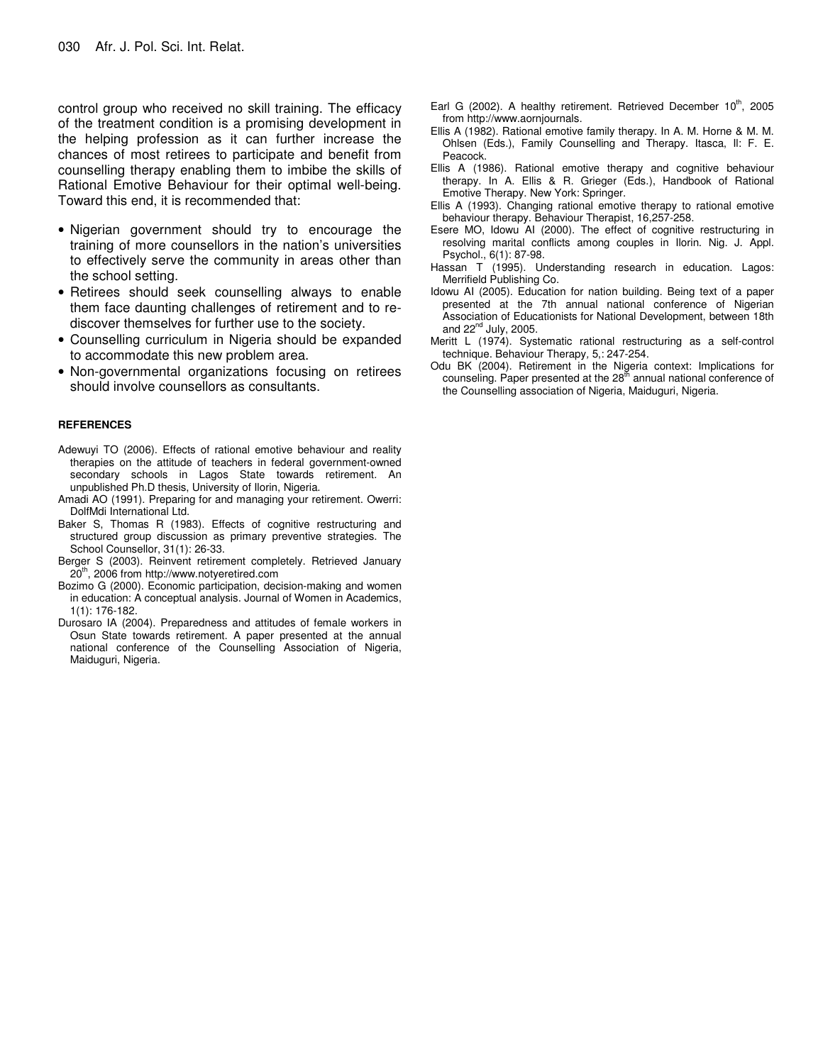control group who received no skill training. The efficacy of the treatment condition is a promising development in the helping profession as it can further increase the chances of most retirees to participate and benefit from counselling therapy enabling them to imbibe the skills of Rational Emotive Behaviour for their optimal well-being. Toward this end, it is recommended that:

- Nigerian government should try to encourage the training of more counsellors in the nation's universities to effectively serve the community in areas other than the school setting.
- Retirees should seek counselling always to enable them face daunting challenges of retirement and to re-discover themselves for further use to the society.
- Counselling curriculum in Nigeria should be expanded to accommodate this new problem area.
- Non-governmental organizations focusing on retirees should involve counsellors as consultants.

#### REFERENCES

Adewuyi TO (2006). Effects of rational emotive behaviour and reality therapies on the attitude of teachers in federal government-owned secondary schools in Lagos State towards retirement. An unpublished Ph.D thesis, University of Ilorin, Nigeria.

Amadi AO (1991). Preparing for and managing your retirement. Owerri: DolfMdi International Ltd.

Baker S, Thomas R (1983). Effects of cognitive restructuring and structured group discussion as primary preventive strategies. The School Counsellor, 31(1): 26-33.

Berger S (2003). Reinvent retirement completely. Retrieved January 20th, 2006 from http://www.notyeretired.com

Bozimo G (2000). Economic participation, decision-making and women in education: A conceptual analysis. Journal of Women in Academics, 1(1): 176-182.

Durosaro IA (2004). Preparedness and attitudes of female workers in Osun State towards retirement. A paper presented at the annual national conference of the Counselling Association of Nigeria, Maiduguri, Nigeria.

Earl G (2002). A healthy retirement. Retrieved December 10th, 2005 from http://www.aornjournals.

Ellis A (1982). Rational emotive family therapy. In A. M. Horne & M. M. Ohlsen (Eds.), Family Counselling and Therapy. Itasca, Il: F. E. Peacock.

Ellis A (1986). Rational emotive therapy and cognitive behaviour therapy. In A. Ellis & R. Grieger (Eds.), Handbook of Rational Emotive Therapy. New York: Springer.

Ellis A (1993). Changing rational emotive therapy to rational emotive behaviour therapy. Behaviour Therapist, 16,257-258.

Esere MO, Idowu AI (2000). The effect of cognitive restructuring in resolving marital conflicts among couples in Ilorin. Nig. J. Appl. Psychol., 6(1): 87-98.

Hassan T (1995). Understanding research in education. Lagos: Merrifield Publishing Co.

Idowu AI (2005). Education for nation building. Being text of a paper presented at the 7th annual national conference of Nigerian Association of Educationists for National Development, between 18th and 22nd July, 2005.

Meritt L (1974). Systematic rational restructuring as a self-control technique. Behaviour Therapy, 5,: 247-254.

Odu BK (2004). Retirement in the Nigeria context: Implications for counseling. Paper presented at the 28th annual national conference of the Counselling association of Nigeria, Maiduguri, Nigeria.